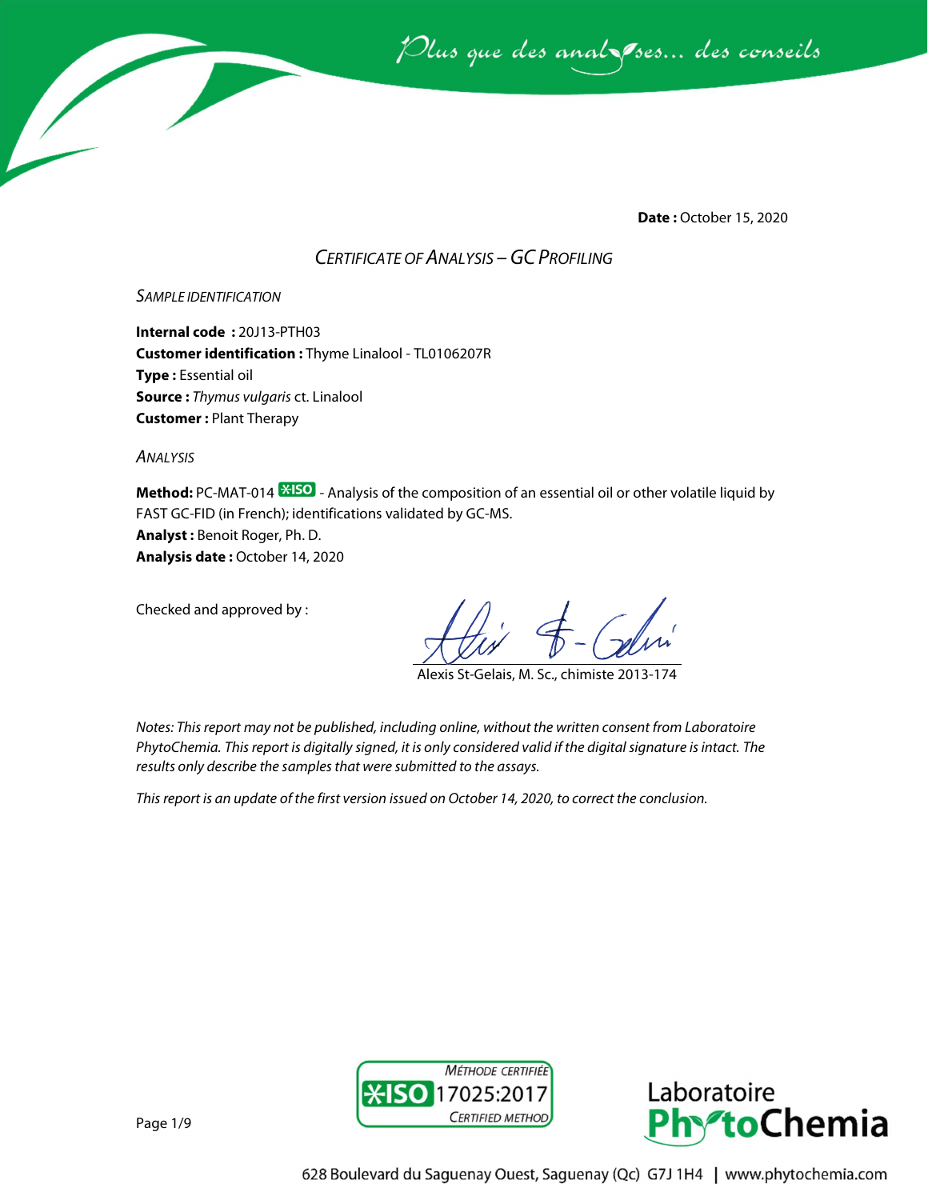Plus que des analyses... des conseils

**Date :** October 15, 2020

## *CERTIFICATE OF ANALYSIS – GC PROFILING*

### *SAMPLE IDENTIFICATION*

**Internal code :** 20J13-PTH03
**Customer identification :** Thyme Linalool - TL0106207R
**Type :** Essential oil
**Source :** *Thymus vulgaris* ct. Linalool
**Customer :** Plant Therapy

### *ANALYSIS*

**Method:** PC-MAT-014 ISO - Analysis of the composition of an essential oil or other volatile liquid by FAST GC-FID (in French); identifications validated by GC-MS.
**Analyst :** Benoit Roger, Ph. D.
**Analysis date :** October 14, 2020

Checked and approved by :

Alexis St-Gelais, M. Sc., chimiste 2013-174

*Notes: This report may not be published, including online, without the written consent from Laboratoire PhytoChemia. This report is digitally signed, it is only considered valid if the digital signature is intact. The results only describe the samples that were submitted to the assays.*

*This report is an update of the first version issued on October 14, 2020, to correct the conclusion.*

MÉTHODE CERTIFIÉE ISO 17025:2017 CERTIFIED METHOD

Laboratoire PhytoChemia

628 Boulevard du Saguenay Ouest, Saguenay (Qc) G7J 1H4 | www.phytochemia.com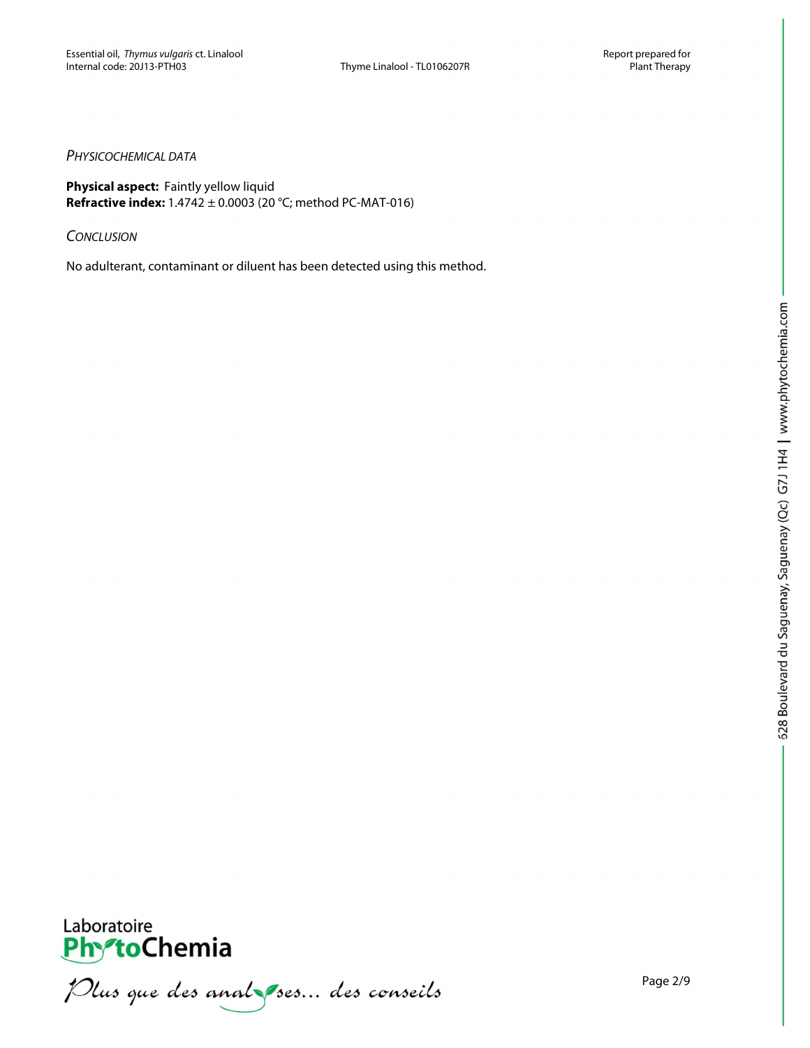*Physicochemical data*

**Physical aspect:** Faintly yellow liquid
**Refractive index:** 1.4742 ± 0.0003 (20 °C; method PC-MAT-016)

*Conclusion*

No adulterant, contaminant or diluent has been detected using this method.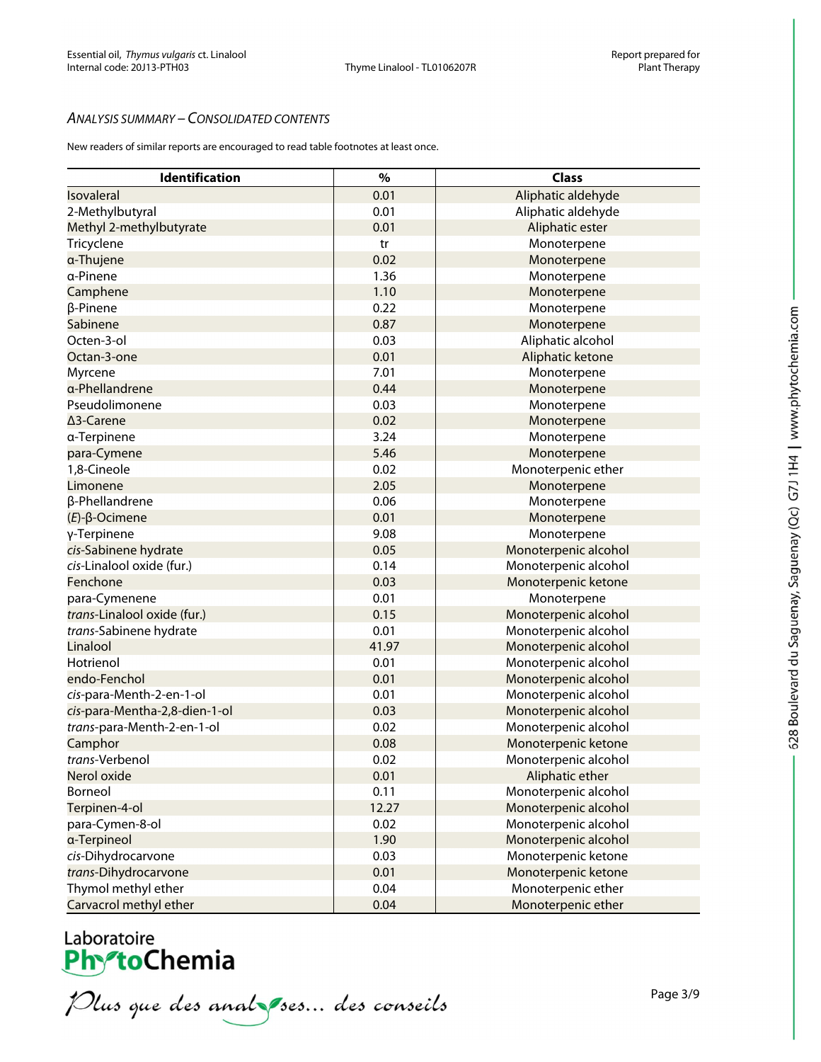## *Analysis summary – Consolidated contents*

New readers of similar reports are encouraged to read table footnotes at least once.

| Identification | % | Class |
|---|---|---|
| Isovaleral | 0.01 | Aliphatic aldehyde |
| 2-Methylbutyral | 0.01 | Aliphatic aldehyde |
| Methyl 2-methylbutyrate | 0.01 | Aliphatic ester |
| Tricyclene | tr | Monoterpene |
| α-Thujene | 0.02 | Monoterpene |
| α-Pinene | 1.36 | Monoterpene |
| Camphene | 1.10 | Monoterpene |
| β-Pinene | 0.22 | Monoterpene |
| Sabinene | 0.87 | Monoterpene |
| Octen-3-ol | 0.03 | Aliphatic alcohol |
| Octan-3-one | 0.01 | Aliphatic ketone |
| Myrcene | 7.01 | Monoterpene |
| α-Phellandrene | 0.44 | Monoterpene |
| Pseudolimonene | 0.03 | Monoterpene |
| Δ3-Carene | 0.02 | Monoterpene |
| α-Terpinene | 3.24 | Monoterpene |
| para-Cymene | 5.46 | Monoterpene |
| 1,8-Cineole | 0.02 | Monoterpenic ether |
| Limonene | 2.05 | Monoterpene |
| β-Phellandrene | 0.06 | Monoterpene |
| (*E*)-β-Ocimene | 0.01 | Monoterpene |
| γ-Terpinene | 9.08 | Monoterpene |
| *cis*-Sabinene hydrate | 0.05 | Monoterpenic alcohol |
| *cis*-Linalool oxide (fur.) | 0.14 | Monoterpenic alcohol |
| Fenchone | 0.03 | Monoterpenic ketone |
| para-Cymenene | 0.01 | Monoterpene |
| *trans*-Linalool oxide (fur.) | 0.15 | Monoterpenic alcohol |
| *trans*-Sabinene hydrate | 0.01 | Monoterpenic alcohol |
| Linalool | 41.97 | Monoterpenic alcohol |
| Hotrienol | 0.01 | Monoterpenic alcohol |
| endo-Fenchol | 0.01 | Monoterpenic alcohol |
| *cis*-para-Menth-2-en-1-ol | 0.01 | Monoterpenic alcohol |
| *cis*-para-Mentha-2,8-dien-1-ol | 0.03 | Monoterpenic alcohol |
| *trans*-para-Menth-2-en-1-ol | 0.02 | Monoterpenic alcohol |
| Camphor | 0.08 | Monoterpenic ketone |
| *trans*-Verbenol | 0.02 | Monoterpenic alcohol |
| Nerol oxide | 0.01 | Aliphatic ether |
| Borneol | 0.11 | Monoterpenic alcohol |
| Terpinen-4-ol | 12.27 | Monoterpenic alcohol |
| para-Cymen-8-ol | 0.02 | Monoterpenic alcohol |
| α-Terpineol | 1.90 | Monoterpenic alcohol |
| *cis*-Dihydrocarvone | 0.03 | Monoterpenic ketone |
| *trans*-Dihydrocarvone | 0.01 | Monoterpenic ketone |
| Thymol methyl ether | 0.04 | Monoterpenic ether |
| Carvacrol methyl ether | 0.04 | Monoterpenic ether |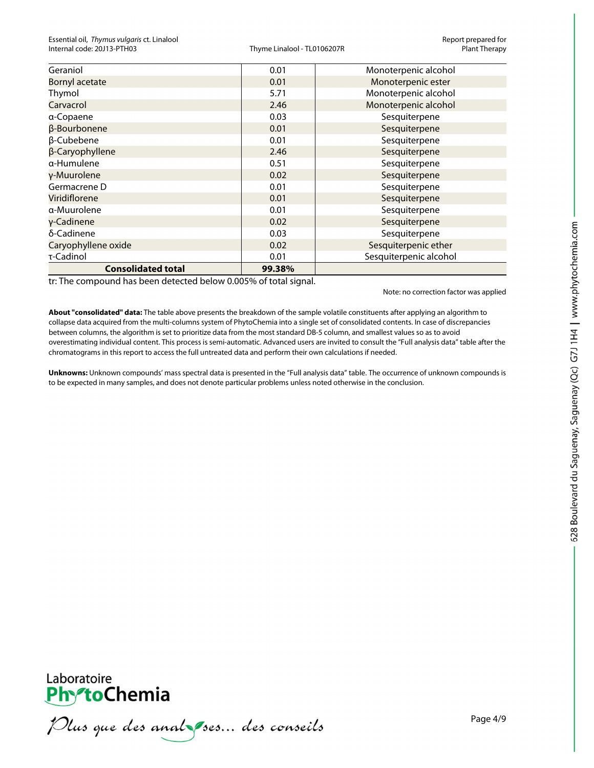| Geraniol | 0.01 | Monoterpenic alcohol |
|---|---|---|
| Bornyl acetate | 0.01 | Monoterpenic ester |
| Thymol | 5.71 | Monoterpenic alcohol |
| Carvacrol | 2.46 | Monoterpenic alcohol |
| α-Copaene | 0.03 | Sesquiterpene |
| β-Bourbonene | 0.01 | Sesquiterpene |
| β-Cubebene | 0.01 | Sesquiterpene |
| β-Caryophyllene | 2.46 | Sesquiterpene |
| α-Humulene | 0.51 | Sesquiterpene |
| γ-Muurolene | 0.02 | Sesquiterpene |
| Germacrene D | 0.01 | Sesquiterpene |
| Viridiflorene | 0.01 | Sesquiterpene |
| α-Muurolene | 0.01 | Sesquiterpene |
| γ-Cadinene | 0.02 | Sesquiterpene |
| δ-Cadinene | 0.03 | Sesquiterpene |
| Caryophyllene oxide | 0.02 | Sesquiterpenic ether |
| τ-Cadinol | 0.01 | Sesquiterpenic alcohol |
| **Consolidated total** | **99.38%** | |

tr: The compound has been detected below 0.005% of total signal.

Note: no correction factor was applied

**About "consolidated" data:** The table above presents the breakdown of the sample volatile constituents after applying an algorithm to collapse data acquired from the multi-columns system of PhytoChemia into a single set of consolidated contents. In case of discrepancies between columns, the algorithm is set to prioritize data from the most standard DB-5 column, and smallest values so as to avoid overestimating individual content. This process is semi-automatic. Advanced users are invited to consult the "Full analysis data" table after the chromatograms in this report to access the full untreated data and perform their own calculations if needed.

**Unknowns:** Unknown compounds' mass spectral data is presented in the "Full analysis data" table. The occurrence of unknown compounds is to be expected in many samples, and does not denote particular problems unless noted otherwise in the conclusion.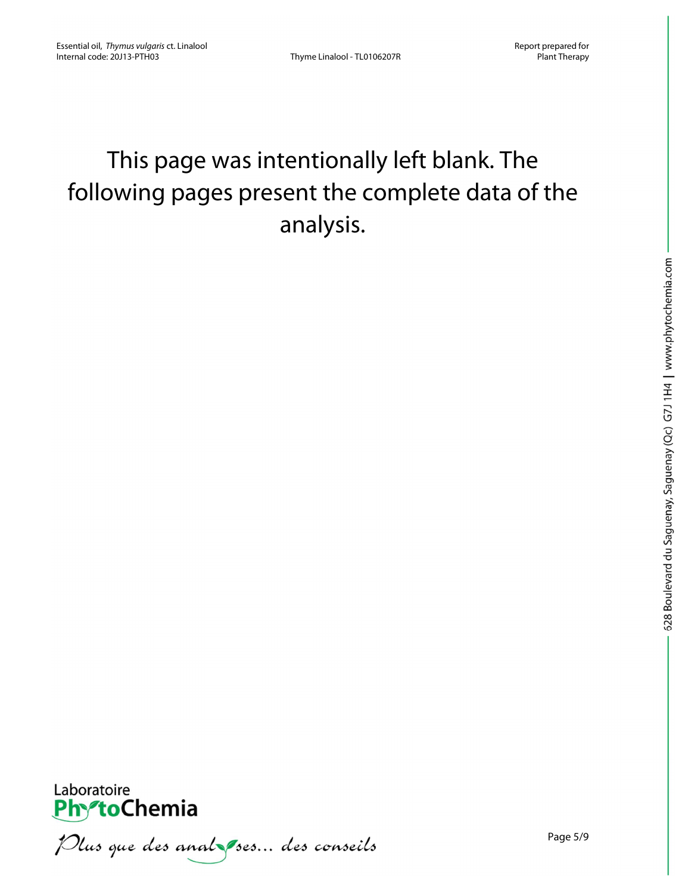This page was intentionally left blank. The following pages present the complete data of the analysis.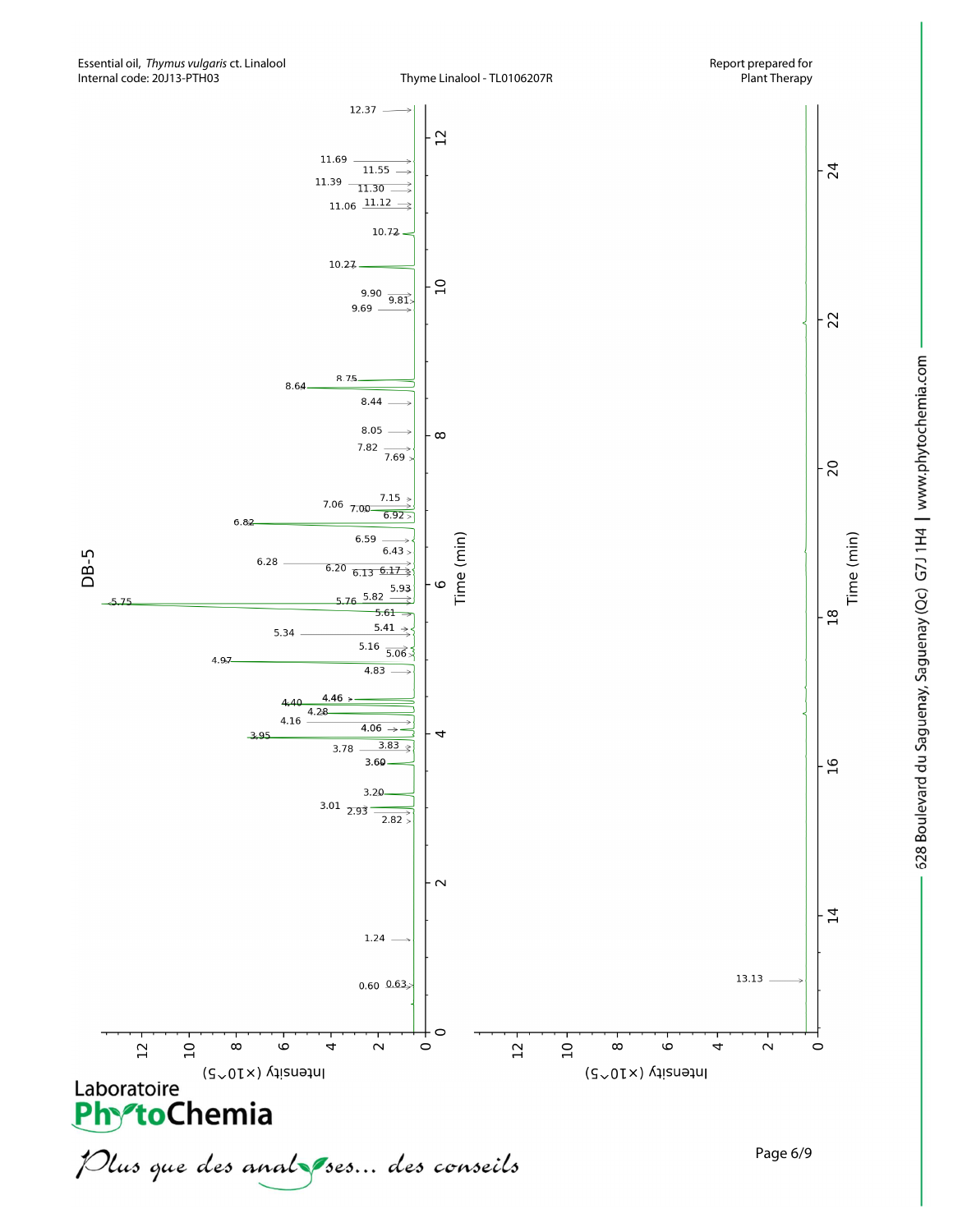Essential oil, *Thymus vulgaris* ct. Linalool
Internal code: 20J13-PTH03

Thyme Linalool - TL0106207R

Report prepared for
Plant Therapy

DB-5

Intensity (×10^5)

Time (min)

12.37, 11.69, 11.55, 11.39, 11.30, 11.12, 11.06, 10.72, 10.27, 9.90, 9.81, 9.69, 8.75, 8.64, 8.44, 8.05, 7.82, 7.69, 7.15, 7.06, 7.00, 6.92, 6.82, 6.59, 6.43, 6.28, 6.20, 6.17, 6.13, 5.93, 5.82, 5.76, 5.75, 5.61, 5.41, 5.34, 5.16, 5.06, 4.97, 4.83, 4.46, 4.40, 4.28, 4.16, 4.06, 3.95, 3.83, 3.78, 3.60, 3.20, 3.01, 2.93, 2.82, 1.24, 0.63, 0.60

13.13

Laboratoire PhytoChemia

*Plus que des analyses... des conseils*

628 Boulevard du Saguenay, Saguenay (Qc) G7J 1H4 | www.phytochemia.com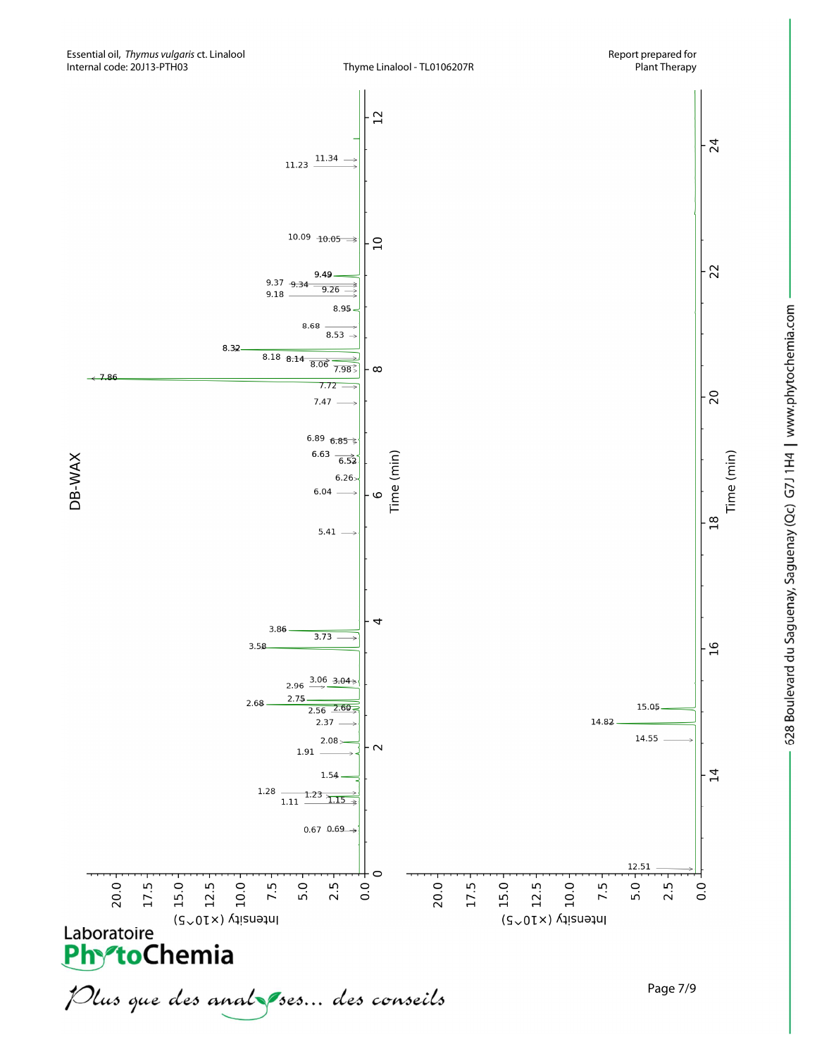DB-WAX

Intensity (×10^5)

Time (min)

7.86 8.32 3.58 2.68 3.86 2.75 9.49 8.14 8.18 8.06 7.98 7.72 7.47 9.37 9.34 9.26 9.18 8.95 8.68 8.53 10.09 10.05 11.23 11.34 6.89 6.85 6.63 6.52 6.26 6.04 5.41 3.73 3.06 3.04 2.96 2.56 2.60 2.37 2.08 1.91 1.54 1.28 1.23 1.15 1.11 0.67 0.69

14.82 15.05 14.55 12.51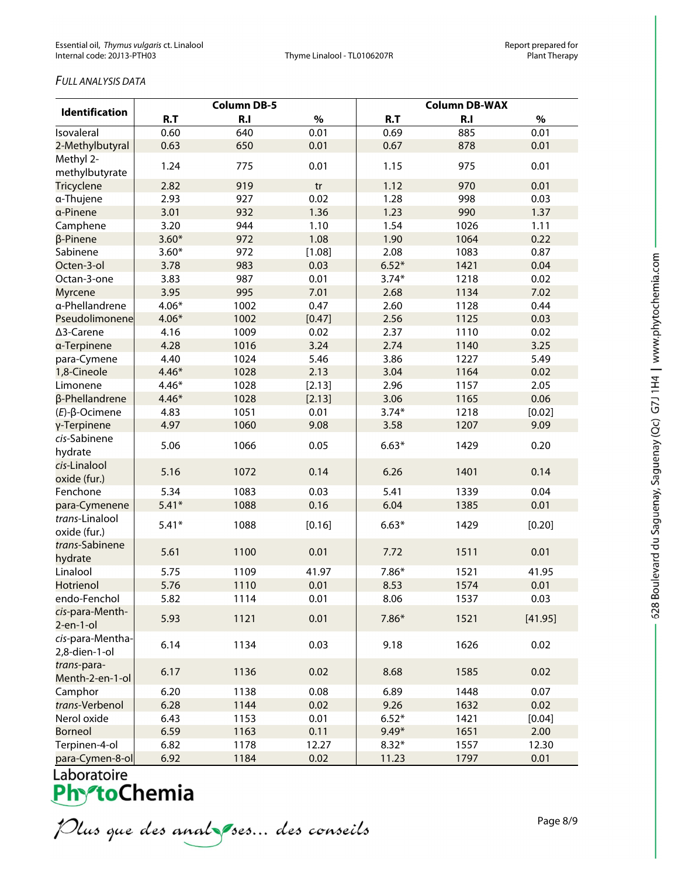*FULL ANALYSIS DATA*

| Identification | Column DB-5 | | | Column DB-WAX | | |
|---|---|---|---|---|---|---|
| | R.T | R.I | % | R.T | R.I | % |
| Isovaleral | 0.60 | 640 | 0.01 | 0.69 | 885 | 0.01 |
| 2-Methylbutyral | 0.63 | 650 | 0.01 | 0.67 | 878 | 0.01 |
| Methyl 2-methylbutyrate | 1.24 | 775 | 0.01 | 1.15 | 975 | 0.01 |
| Tricyclene | 2.82 | 919 | tr | 1.12 | 970 | 0.01 |
| α-Thujene | 2.93 | 927 | 0.02 | 1.28 | 998 | 0.03 |
| α-Pinene | 3.01 | 932 | 1.36 | 1.23 | 990 | 1.37 |
| Camphene | 3.20 | 944 | 1.10 | 1.54 | 1026 | 1.11 |
| β-Pinene | 3.60* | 972 | 1.08 | 1.90 | 1064 | 0.22 |
| Sabinene | 3.60* | 972 | [1.08] | 2.08 | 1083 | 0.87 |
| Octen-3-ol | 3.78 | 983 | 0.03 | 6.52* | 1421 | 0.04 |
| Octan-3-one | 3.83 | 987 | 0.01 | 3.74* | 1218 | 0.02 |
| Myrcene | 3.95 | 995 | 7.01 | 2.68 | 1134 | 7.02 |
| α-Phellandrene | 4.06* | 1002 | 0.47 | 2.60 | 1128 | 0.44 |
| Pseudolimonene | 4.06* | 1002 | [0.47] | 2.56 | 1125 | 0.03 |
| Δ3-Carene | 4.16 | 1009 | 0.02 | 2.37 | 1110 | 0.02 |
| α-Terpinene | 4.28 | 1016 | 3.24 | 2.74 | 1140 | 3.25 |
| para-Cymene | 4.40 | 1024 | 5.46 | 3.86 | 1227 | 5.49 |
| 1,8-Cineole | 4.46* | 1028 | 2.13 | 3.04 | 1164 | 0.02 |
| Limonene | 4.46* | 1028 | [2.13] | 2.96 | 1157 | 2.05 |
| β-Phellandrene | 4.46* | 1028 | [2.13] | 3.06 | 1165 | 0.06 |
| (*E*)-β-Ocimene | 4.83 | 1051 | 0.01 | 3.74* | 1218 | [0.02] |
| γ-Terpinene | 4.97 | 1060 | 9.08 | 3.58 | 1207 | 9.09 |
| *cis*-Sabinene hydrate | 5.06 | 1066 | 0.05 | 6.63* | 1429 | 0.20 |
| *cis*-Linalool oxide (fur.) | 5.16 | 1072 | 0.14 | 6.26 | 1401 | 0.14 |
| Fenchone | 5.34 | 1083 | 0.03 | 5.41 | 1339 | 0.04 |
| para-Cymenene | 5.41* | 1088 | 0.16 | 6.04 | 1385 | 0.01 |
| *trans*-Linalool oxide (fur.) | 5.41* | 1088 | [0.16] | 6.63* | 1429 | [0.20] |
| *trans*-Sabinene hydrate | 5.61 | 1100 | 0.01 | 7.72 | 1511 | 0.01 |
| Linalool | 5.75 | 1109 | 41.97 | 7.86* | 1521 | 41.95 |
| Hotrienol | 5.76 | 1110 | 0.01 | 8.53 | 1574 | 0.01 |
| endo-Fenchol | 5.82 | 1114 | 0.01 | 8.06 | 1537 | 0.03 |
| *cis*-para-Menth-2-en-1-ol | 5.93 | 1121 | 0.01 | 7.86* | 1521 | [41.95] |
| *cis*-para-Mentha-2,8-dien-1-ol | 6.14 | 1134 | 0.03 | 9.18 | 1626 | 0.02 |
| *trans*-para-Menth-2-en-1-ol | 6.17 | 1136 | 0.02 | 8.68 | 1585 | 0.02 |
| Camphor | 6.20 | 1138 | 0.08 | 6.89 | 1448 | 0.07 |
| *trans*-Verbenol | 6.28 | 1144 | 0.02 | 9.26 | 1632 | 0.02 |
| Nerol oxide | 6.43 | 1153 | 0.01 | 6.52* | 1421 | [0.04] |
| Borneol | 6.59 | 1163 | 0.11 | 9.49* | 1651 | 2.00 |
| Terpinen-4-ol | 6.82 | 1178 | 12.27 | 8.32* | 1557 | 12.30 |
| para-Cymen-8-ol | 6.92 | 1184 | 0.02 | 11.23 | 1797 | 0.01 |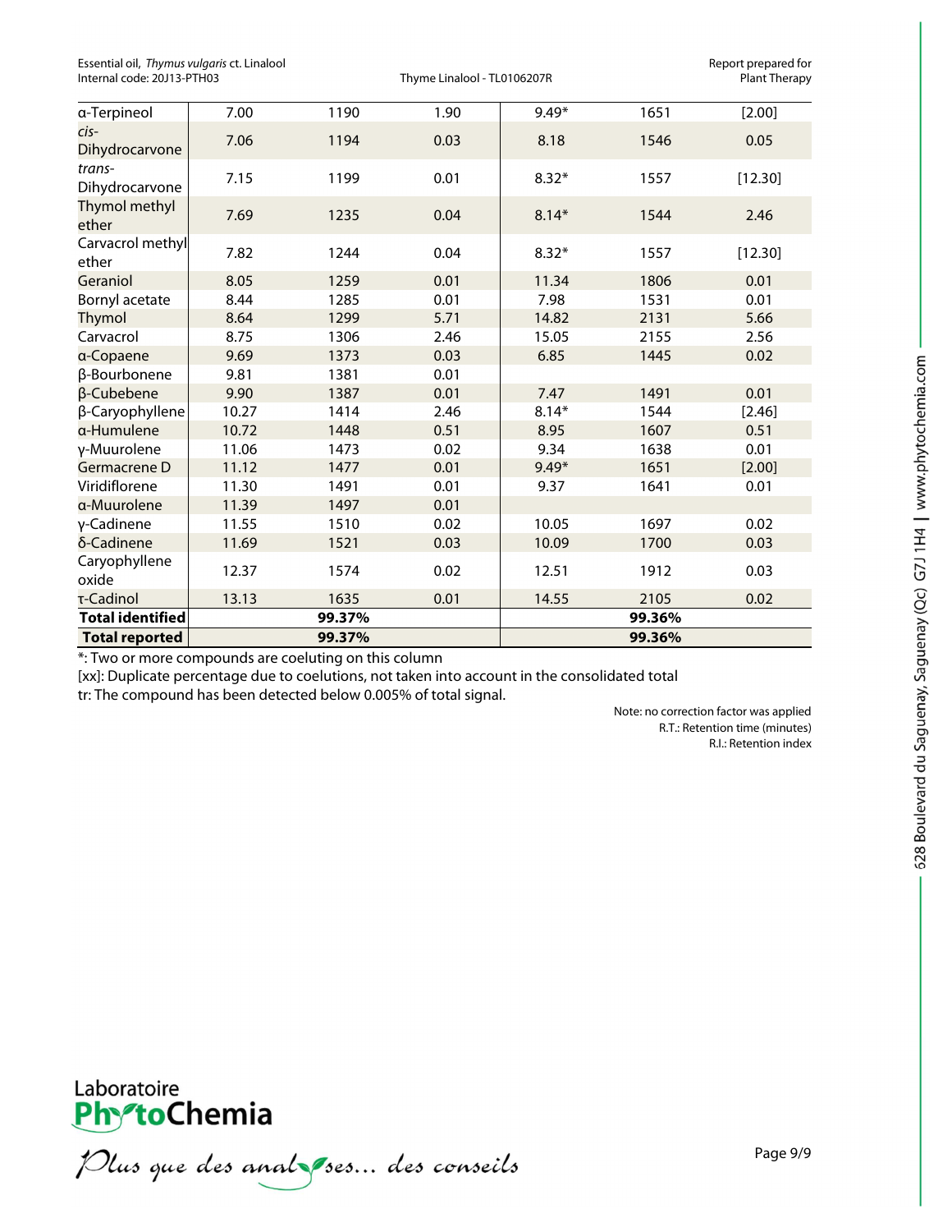| | | | | | | |
|---|---|---|---|---|---|---|
| α-Terpineol | 7.00 | 1190 | 1.90 | 9.49* | 1651 | [2.00] |
| *cis*-Dihydrocarvone | 7.06 | 1194 | 0.03 | 8.18 | 1546 | 0.05 |
| *trans*-Dihydrocarvone | 7.15 | 1199 | 0.01 | 8.32* | 1557 | [12.30] |
| Thymol methyl ether | 7.69 | 1235 | 0.04 | 8.14* | 1544 | 2.46 |
| Carvacrol methyl ether | 7.82 | 1244 | 0.04 | 8.32* | 1557 | [12.30] |
| Geraniol | 8.05 | 1259 | 0.01 | 11.34 | 1806 | 0.01 |
| Bornyl acetate | 8.44 | 1285 | 0.01 | 7.98 | 1531 | 0.01 |
| Thymol | 8.64 | 1299 | 5.71 | 14.82 | 2131 | 5.66 |
| Carvacrol | 8.75 | 1306 | 2.46 | 15.05 | 2155 | 2.56 |
| α-Copaene | 9.69 | 1373 | 0.03 | 6.85 | 1445 | 0.02 |
| β-Bourbonene | 9.81 | 1381 | 0.01 | | | |
| β-Cubebene | 9.90 | 1387 | 0.01 | 7.47 | 1491 | 0.01 |
| β-Caryophyllene | 10.27 | 1414 | 2.46 | 8.14* | 1544 | [2.46] |
| α-Humulene | 10.72 | 1448 | 0.51 | 8.95 | 1607 | 0.51 |
| γ-Muurolene | 11.06 | 1473 | 0.02 | 9.34 | 1638 | 0.01 |
| Germacrene D | 11.12 | 1477 | 0.01 | 9.49* | 1651 | [2.00] |
| Viridiflorene | 11.30 | 1491 | 0.01 | 9.37 | 1641 | 0.01 |
| α-Muurolene | 11.39 | 1497 | 0.01 | | | |
| γ-Cadinene | 11.55 | 1510 | 0.02 | 10.05 | 1697 | 0.02 |
| δ-Cadinene | 11.69 | 1521 | 0.03 | 10.09 | 1700 | 0.03 |
| Caryophyllene oxide | 12.37 | 1574 | 0.02 | 12.51 | 1912 | 0.03 |
| τ-Cadinol | 13.13 | 1635 | 0.01 | 14.55 | 2105 | 0.02 |
| **Total identified** | | **99.37%** | | | **99.36%** | |
| **Total reported** | | **99.37%** | | | **99.36%** | |

*: Two or more compounds are coeluting on this column

[xx]: Duplicate percentage due to coelutions, not taken into account in the consolidated total

tr: The compound has been detected below 0.005% of total signal.

Note: no correction factor was applied

R.T.: Retention time (minutes)

R.I.: Retention index